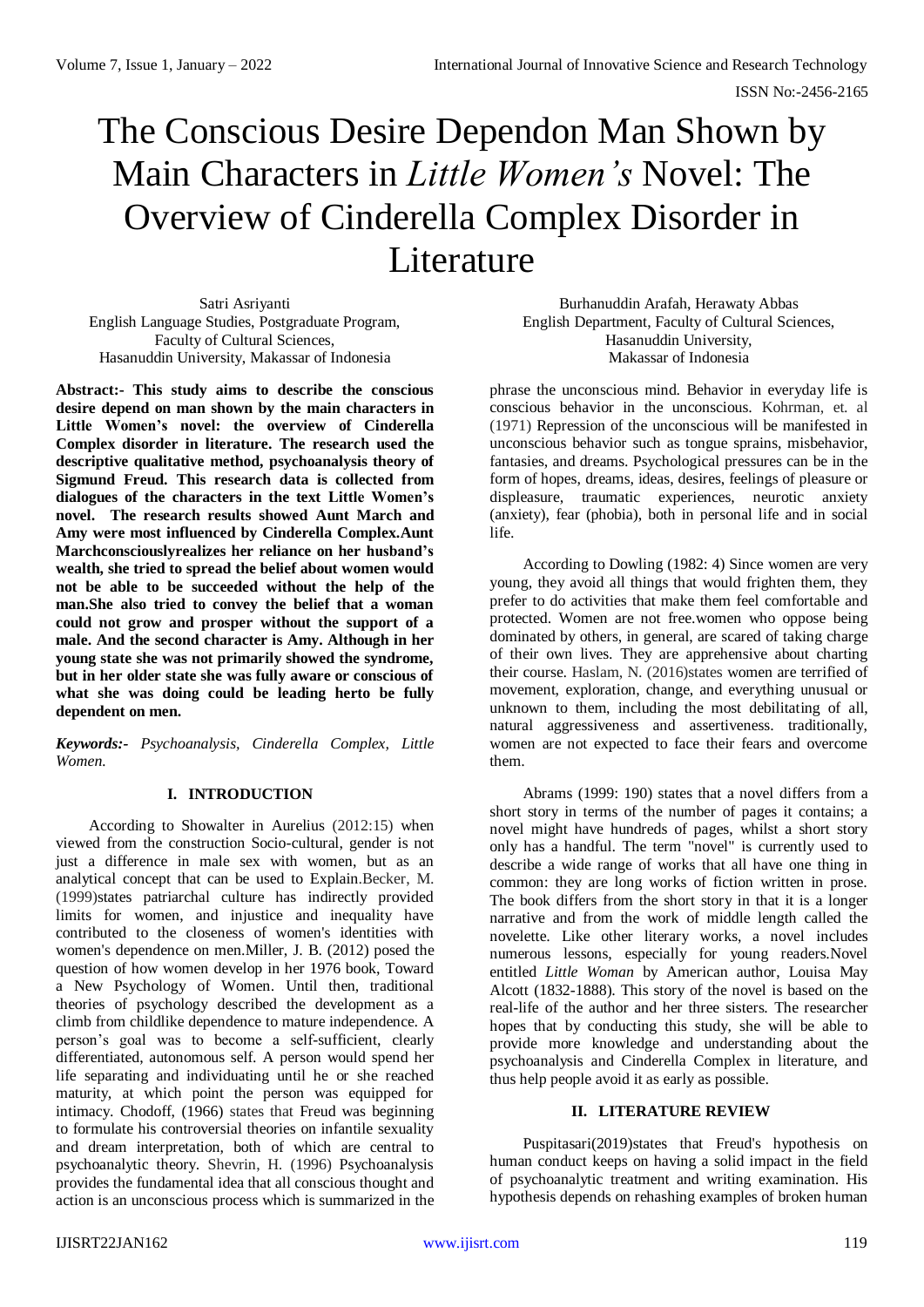# The Conscious Desire Dependon Man Shown by Main Characters in *Little Women's* Novel: The Overview of Cinderella Complex Disorder in Literature

Satri Asriyanti
English Language Studies, Postgraduate Program,
Faculty of Cultural Sciences,
Hasanuddin University, Makassar of Indonesia

Burhanuddin Arafah, Herawaty Abbas
English Department, Faculty of Cultural Sciences,
Hasanuddin University,
Makassar of Indonesia

**Abstract:- This study aims to describe the conscious desire depend on man shown by the main characters in Little Women's novel: the overview of Cinderella Complex disorder in literature. The research used the descriptive qualitative method, psychoanalysis theory of Sigmund Freud. This research data is collected from dialogues of the characters in the text Little Women's novel. The research results showed Aunt March and Amy were most influenced by Cinderella Complex.Aunt Marchconsciouslyrealizes her reliance on her husband's wealth, she tried to spread the belief about women would not be able to be succeeded without the help of the man.She also tried to convey the belief that a woman could not grow and prosper without the support of a male. And the second character is Amy. Although in her young state she was not primarily showed the syndrome, but in her older state she was fully aware or conscious of what she was doing could be leading herto be fully dependent on men.**

***Keywords:-*** *Psychoanalysis, Cinderella Complex, Little Women.*

## I. INTRODUCTION

According to Showalter in Aurelius (2012:15) when viewed from the construction Socio-cultural, gender is not just a difference in male sex with women, but as an analytical concept that can be used to Explain.Becker, M. (1999)states patriarchal culture has indirectly provided limits for women, and injustice and inequality have contributed to the closeness of women's identities with women's dependence on men.Miller, J. B. (2012) posed the question of how women develop in her 1976 book, Toward a New Psychology of Women. Until then, traditional theories of psychology described the development as a climb from childlike dependence to mature independence. A person's goal was to become a self-sufficient, clearly differentiated, autonomous self. A person would spend her life separating and individuating until he or she reached maturity, at which point the person was equipped for intimacy. Chodoff, (1966) states that Freud was beginning to formulate his controversial theories on infantile sexuality and dream interpretation, both of which are central to psychoanalytic theory. Shevrin, H. (1996) Psychoanalysis provides the fundamental idea that all conscious thought and action is an unconscious process which is summarized in the phrase the unconscious mind. Behavior in everyday life is conscious behavior in the unconscious. Kohrman, et. al (1971) Repression of the unconscious will be manifested in unconscious behavior such as tongue sprains, misbehavior, fantasies, and dreams. Psychological pressures can be in the form of hopes, dreams, ideas, desires, feelings of pleasure or displeasure, traumatic experiences, neurotic anxiety (anxiety), fear (phobia), both in personal life and in social life.

According to Dowling (1982: 4) Since women are very young, they avoid all things that would frighten them, they prefer to do activities that make them feel comfortable and protected. Women are not free.women who oppose being dominated by others, in general, are scared of taking charge of their own lives. They are apprehensive about charting their course. Haslam, N. (2016)states women are terrified of movement, exploration, change, and everything unusual or unknown to them, including the most debilitating of all, natural aggressiveness and assertiveness. traditionally, women are not expected to face their fears and overcome them.

Abrams (1999: 190) states that a novel differs from a short story in terms of the number of pages it contains; a novel might have hundreds of pages, whilst a short story only has a handful. The term "novel" is currently used to describe a wide range of works that all have one thing in common: they are long works of fiction written in prose. The book differs from the short story in that it is a longer narrative and from the work of middle length called the novelette. Like other literary works, a novel includes numerous lessons, especially for young readers.Novel entitled *Little Woman* by American author, Louisa May Alcott (1832-1888). This story of the novel is based on the real-life of the author and her three sisters. The researcher hopes that by conducting this study, she will be able to provide more knowledge and understanding about the psychoanalysis and Cinderella Complex in literature, and thus help people avoid it as early as possible.

## II. LITERATURE REVIEW

Puspitasari(2019)states that Freud's hypothesis on human conduct keeps on having a solid impact in the field of psychoanalytic treatment and writing examination. His hypothesis depends on rehashing examples of broken human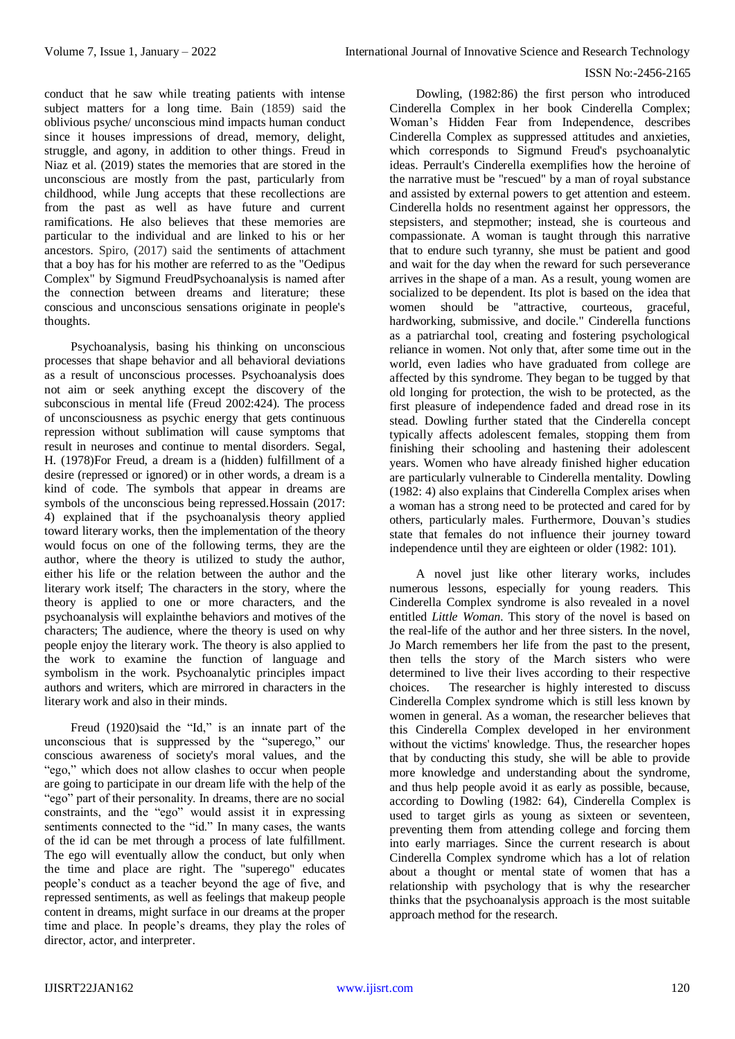conduct that he saw while treating patients with intense subject matters for a long time. Bain (1859) said the oblivious psyche/ unconscious mind impacts human conduct since it houses impressions of dread, memory, delight, struggle, and agony, in addition to other things. Freud in Niaz et al. (2019) states the memories that are stored in the unconscious are mostly from the past, particularly from childhood, while Jung accepts that these recollections are from the past as well as have future and current ramifications. He also believes that these memories are particular to the individual and are linked to his or her ancestors. Spiro, (2017) said the sentiments of attachment that a boy has for his mother are referred to as the "Oedipus Complex" by Sigmund FreudPsychoanalysis is named after the connection between dreams and literature; these conscious and unconscious sensations originate in people's thoughts.

Psychoanalysis, basing his thinking on unconscious processes that shape behavior and all behavioral deviations as a result of unconscious processes. Psychoanalysis does not aim or seek anything except the discovery of the subconscious in mental life (Freud 2002:424). The process of unconsciousness as psychic energy that gets continuous repression without sublimation will cause symptoms that result in neuroses and continue to mental disorders. Segal, H. (1978)For Freud, a dream is a (hidden) fulfillment of a desire (repressed or ignored) or in other words, a dream is a kind of code. The symbols that appear in dreams are symbols of the unconscious being repressed.Hossain (2017: 4) explained that if the psychoanalysis theory applied toward literary works, then the implementation of the theory would focus on one of the following terms, they are the author, where the theory is utilized to study the author, either his life or the relation between the author and the literary work itself; The characters in the story, where the theory is applied to one or more characters, and the psychoanalysis will explainthe behaviors and motives of the characters; The audience, where the theory is used on why people enjoy the literary work. The theory is also applied to the work to examine the function of language and symbolism in the work. Psychoanalytic principles impact authors and writers, which are mirrored in characters in the literary work and also in their minds.

Freud (1920)said the "Id," is an innate part of the unconscious that is suppressed by the "superego," our conscious awareness of society's moral values, and the "ego," which does not allow clashes to occur when people are going to participate in our dream life with the help of the "ego" part of their personality. In dreams, there are no social constraints, and the "ego" would assist it in expressing sentiments connected to the "id." In many cases, the wants of the id can be met through a process of late fulfillment. The ego will eventually allow the conduct, but only when the time and place are right. The "superego" educates people's conduct as a teacher beyond the age of five, and repressed sentiments, as well as feelings that makeup people content in dreams, might surface in our dreams at the proper time and place. In people's dreams, they play the roles of director, actor, and interpreter.

Dowling, (1982:86) the first person who introduced Cinderella Complex in her book Cinderella Complex; Woman's Hidden Fear from Independence, describes Cinderella Complex as suppressed attitudes and anxieties, which corresponds to Sigmund Freud's psychoanalytic ideas. Perrault's Cinderella exemplifies how the heroine of the narrative must be "rescued" by a man of royal substance and assisted by external powers to get attention and esteem. Cinderella holds no resentment against her oppressors, the stepsisters, and stepmother; instead, she is courteous and compassionate. A woman is taught through this narrative that to endure such tyranny, she must be patient and good and wait for the day when the reward for such perseverance arrives in the shape of a man. As a result, young women are socialized to be dependent. Its plot is based on the idea that women should be "attractive, courteous, graceful, hardworking, submissive, and docile." Cinderella functions as a patriarchal tool, creating and fostering psychological reliance in women. Not only that, after some time out in the world, even ladies who have graduated from college are affected by this syndrome. They began to be tugged by that old longing for protection, the wish to be protected, as the first pleasure of independence faded and dread rose in its stead. Dowling further stated that the Cinderella concept typically affects adolescent females, stopping them from finishing their schooling and hastening their adolescent years. Women who have already finished higher education are particularly vulnerable to Cinderella mentality. Dowling (1982: 4) also explains that Cinderella Complex arises when a woman has a strong need to be protected and cared for by others, particularly males. Furthermore, Douvan's studies state that females do not influence their journey toward independence until they are eighteen or older (1982: 101).

A novel just like other literary works, includes numerous lessons, especially for young readers. This Cinderella Complex syndrome is also revealed in a novel entitled *Little Woman.* This story of the novel is based on the real-life of the author and her three sisters. In the novel, Jo March remembers her life from the past to the present, then tells the story of the March sisters who were determined to live their lives according to their respective choices. The researcher is highly interested to discuss Cinderella Complex syndrome which is still less known by women in general. As a woman, the researcher believes that this Cinderella Complex developed in her environment without the victims' knowledge. Thus, the researcher hopes that by conducting this study, she will be able to provide more knowledge and understanding about the syndrome, and thus help people avoid it as early as possible, because, according to Dowling (1982: 64), Cinderella Complex is used to target girls as young as sixteen or seventeen, preventing them from attending college and forcing them into early marriages. Since the current research is about Cinderella Complex syndrome which has a lot of relation about a thought or mental state of women that has a relationship with psychology that is why the researcher thinks that the psychoanalysis approach is the most suitable approach method for the research.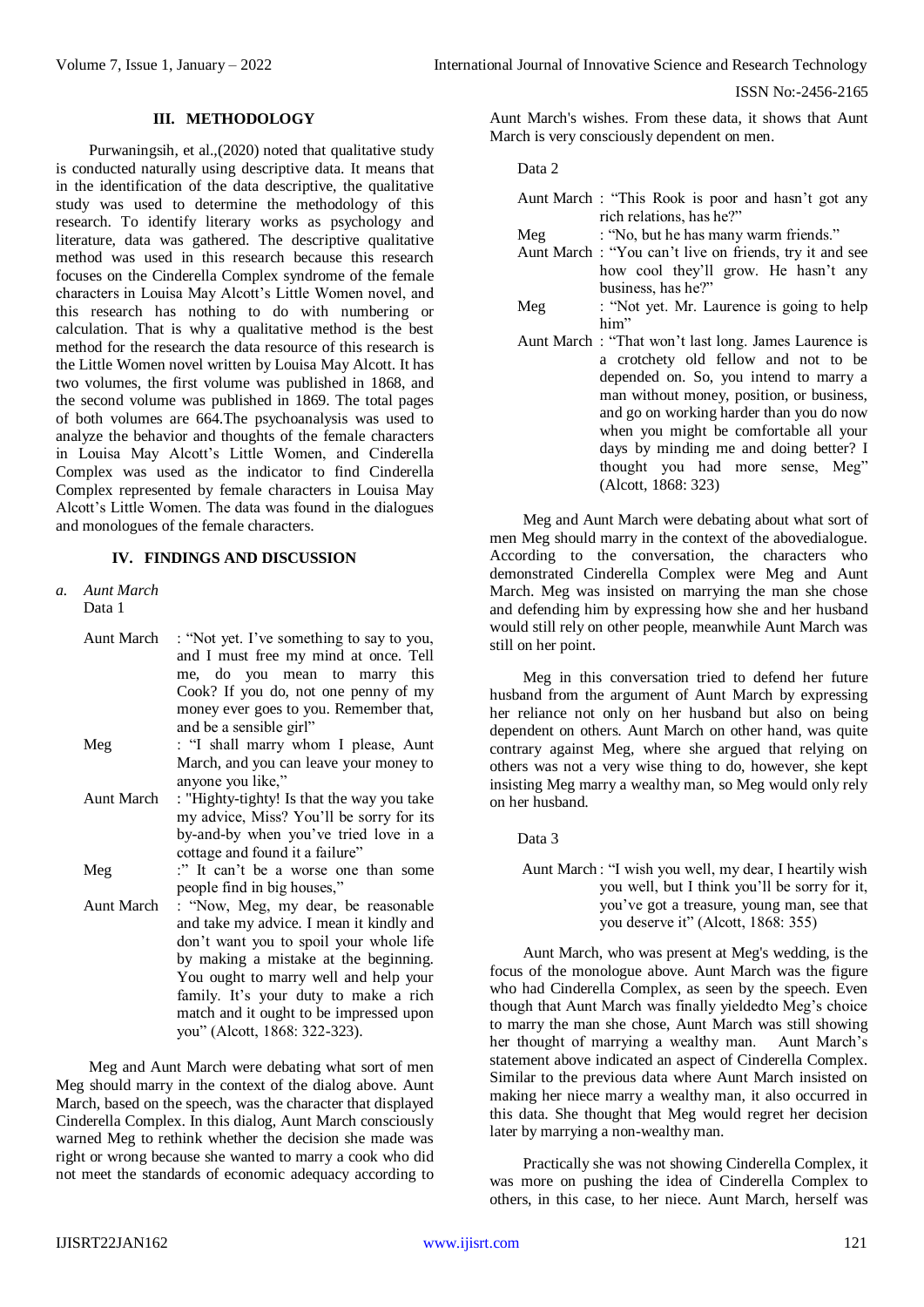## III. METHODOLOGY

Purwaningsih, et al.,(2020) noted that qualitative study is conducted naturally using descriptive data. It means that in the identification of the data descriptive, the qualitative study was used to determine the methodology of this research. To identify literary works as psychology and literature, data was gathered. The descriptive qualitative method was used in this research because this research focuses on the Cinderella Complex syndrome of the female characters in Louisa May Alcott's Little Women novel, and this research has nothing to do with numbering or calculation. That is why a qualitative method is the best method for the research the data resource of this research is the Little Women novel written by Louisa May Alcott. It has two volumes, the first volume was published in 1868, and the second volume was published in 1869. The total pages of both volumes are 664.The psychoanalysis was used to analyze the behavior and thoughts of the female characters in Louisa May Alcott's Little Women, and Cinderella Complex was used as the indicator to find Cinderella Complex represented by female characters in Louisa May Alcott's Little Women. The data was found in the dialogues and monologues of the female characters.

## IV. FINDINGS AND DISCUSSION

*a. Aunt March*

Data 1

Aunt March : "Not yet. I've something to say to you, and I must free my mind at once. Tell me, do you mean to marry this Cook? If you do, not one penny of my money ever goes to you. Remember that, and be a sensible girl"

Meg : "I shall marry whom I please, Aunt March, and you can leave your money to anyone you like,"

Aunt March : "Highty-tighty! Is that the way you take my advice, Miss? You'll be sorry for its by-and-by when you've tried love in a cottage and found it a failure"

Meg :" It can't be a worse one than some people find in big houses,"

Aunt March : "Now, Meg, my dear, be reasonable and take my advice. I mean it kindly and don't want you to spoil your whole life by making a mistake at the beginning. You ought to marry well and help your family. It's your duty to make a rich match and it ought to be impressed upon you" (Alcott, 1868: 322-323).

Meg and Aunt March were debating what sort of men Meg should marry in the context of the dialog above. Aunt March, based on the speech, was the character that displayed Cinderella Complex. In this dialog, Aunt March consciously warned Meg to rethink whether the decision she made was right or wrong because she wanted to marry a cook who did not meet the standards of economic adequacy according to Aunt March's wishes. From these data, it shows that Aunt March is very consciously dependent on men.

Data 2

Aunt March : "This Rook is poor and hasn't got any rich relations, has he?"

Meg : "No, but he has many warm friends."

Aunt March : "You can't live on friends, try it and see how cool they'll grow. He hasn't any business, has he?"

Meg : "Not yet. Mr. Laurence is going to help him"

Aunt March : "That won't last long. James Laurence is a crotchety old fellow and not to be depended on. So, you intend to marry a man without money, position, or business, and go on working harder than you do now when you might be comfortable all your days by minding me and doing better? I thought you had more sense, Meg" (Alcott, 1868: 323)

Meg and Aunt March were debating about what sort of men Meg should marry in the context of the abovedialogue. According to the conversation, the characters who demonstrated Cinderella Complex were Meg and Aunt March. Meg was insisted on marrying the man she chose and defending him by expressing how she and her husband would still rely on other people, meanwhile Aunt March was still on her point.

Meg in this conversation tried to defend her future husband from the argument of Aunt March by expressing her reliance not only on her husband but also on being dependent on others. Aunt March on other hand, was quite contrary against Meg, where she argued that relying on others was not a very wise thing to do, however, she kept insisting Meg marry a wealthy man, so Meg would only rely on her husband.

Data 3

Aunt March: "I wish you well, my dear, I heartily wish you well, but I think you'll be sorry for it, you've got a treasure, young man, see that you deserve it" (Alcott, 1868: 355)

Aunt March, who was present at Meg's wedding, is the focus of the monologue above. Aunt March was the figure who had Cinderella Complex, as seen by the speech. Even though that Aunt March was finally yieldedto Meg's choice to marry the man she chose, Aunt March was still showing her thought of marrying a wealthy man. Aunt March's statement above indicated an aspect of Cinderella Complex. Similar to the previous data where Aunt March insisted on making her niece marry a wealthy man, it also occurred in this data. She thought that Meg would regret her decision later by marrying a non-wealthy man.

Practically she was not showing Cinderella Complex, it was more on pushing the idea of Cinderella Complex to others, in this case, to her niece. Aunt March, herself was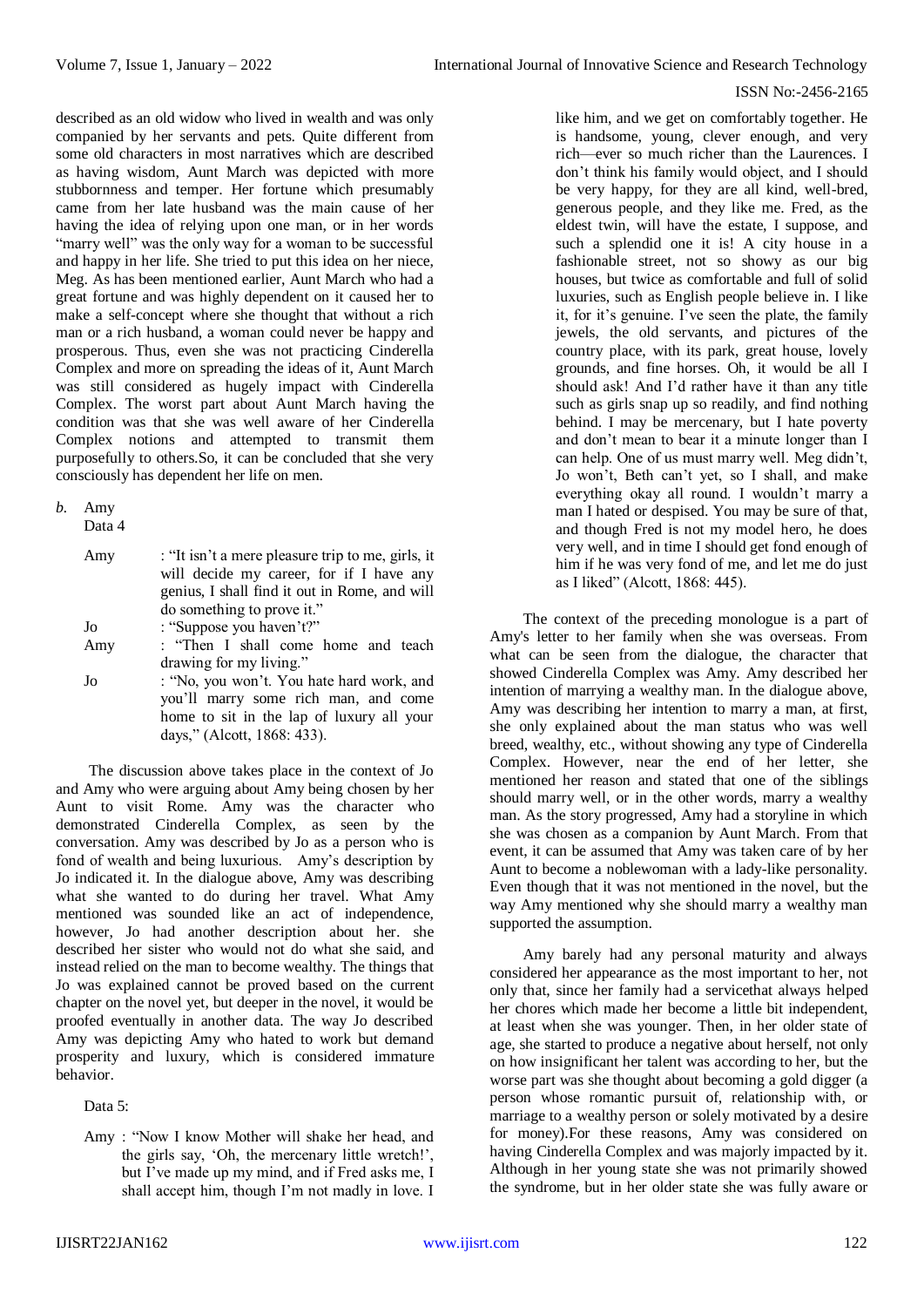described as an old widow who lived in wealth and was only companied by her servants and pets. Quite different from some old characters in most narratives which are described as having wisdom, Aunt March was depicted with more stubbornness and temper. Her fortune which presumably came from her late husband was the main cause of her having the idea of relying upon one man, or in her words "marry well" was the only way for a woman to be successful and happy in her life. She tried to put this idea on her niece, Meg. As has been mentioned earlier, Aunt March who had a great fortune and was highly dependent on it caused her to make a self-concept where she thought that without a rich man or a rich husband, a woman could never be happy and prosperous. Thus, even she was not practicing Cinderella Complex and more on spreading the ideas of it, Aunt March was still considered as hugely impact with Cinderella Complex. The worst part about Aunt March having the condition was that she was well aware of her Cinderella Complex notions and attempted to transmit them purposefully to others.So, it can be concluded that she very consciously has dependent her life on men.

*b.* Amy

Data 4

Amy : "It isn't a mere pleasure trip to me, girls, it will decide my career, for if I have any genius, I shall find it out in Rome, and will do something to prove it."

Jo : "Suppose you haven't?"

Amy : "Then I shall come home and teach drawing for my living."

Jo : "No, you won't. You hate hard work, and you'll marry some rich man, and come home to sit in the lap of luxury all your days," (Alcott, 1868: 433).

The discussion above takes place in the context of Jo and Amy who were arguing about Amy being chosen by her Aunt to visit Rome. Amy was the character who demonstrated Cinderella Complex, as seen by the conversation. Amy was described by Jo as a person who is fond of wealth and being luxurious. Amy's description by Jo indicated it. In the dialogue above, Amy was describing what she wanted to do during her travel. What Amy mentioned was sounded like an act of independence, however, Jo had another description about her. she described her sister who would not do what she said, and instead relied on the man to become wealthy. The things that Jo was explained cannot be proved based on the current chapter on the novel yet, but deeper in the novel, it would be proofed eventually in another data. The way Jo described Amy was depicting Amy who hated to work but demand prosperity and luxury, which is considered immature behavior.

Data 5:

Amy : "Now I know Mother will shake her head, and the girls say, 'Oh, the mercenary little wretch!', but I've made up my mind, and if Fred asks me, I shall accept him, though I'm not madly in love. I like him, and we get on comfortably together. He is handsome, young, clever enough, and very rich—ever so much richer than the Laurences. I don't think his family would object, and I should be very happy, for they are all kind, well-bred, generous people, and they like me. Fred, as the eldest twin, will have the estate, I suppose, and such a splendid one it is! A city house in a fashionable street, not so showy as our big houses, but twice as comfortable and full of solid luxuries, such as English people believe in. I like it, for it's genuine. I've seen the plate, the family jewels, the old servants, and pictures of the country place, with its park, great house, lovely grounds, and fine horses. Oh, it would be all I should ask! And I'd rather have it than any title such as girls snap up so readily, and find nothing behind. I may be mercenary, but I hate poverty and don't mean to bear it a minute longer than I can help. One of us must marry well. Meg didn't, Jo won't, Beth can't yet, so I shall, and make everything okay all round. I wouldn't marry a man I hated or despised. You may be sure of that, and though Fred is not my model hero, he does very well, and in time I should get fond enough of him if he was very fond of me, and let me do just as I liked" (Alcott, 1868: 445).

The context of the preceding monologue is a part of Amy's letter to her family when she was overseas. From what can be seen from the dialogue, the character that showed Cinderella Complex was Amy. Amy described her intention of marrying a wealthy man. In the dialogue above, Amy was describing her intention to marry a man, at first, she only explained about the man status who was well breed, wealthy, etc., without showing any type of Cinderella Complex. However, near the end of her letter, she mentioned her reason and stated that one of the siblings should marry well, or in the other words, marry a wealthy man. As the story progressed, Amy had a storyline in which she was chosen as a companion by Aunt March. From that event, it can be assumed that Amy was taken care of by her Aunt to become a noblewoman with a lady-like personality. Even though that it was not mentioned in the novel, but the way Amy mentioned why she should marry a wealthy man supported the assumption.

Amy barely had any personal maturity and always considered her appearance as the most important to her, not only that, since her family had a servicethat always helped her chores which made her become a little bit independent, at least when she was younger. Then, in her older state of age, she started to produce a negative about herself, not only on how insignificant her talent was according to her, but the worse part was she thought about becoming a gold digger (a person whose romantic pursuit of, relationship with, or marriage to a wealthy person or solely motivated by a desire for money).For these reasons, Amy was considered on having Cinderella Complex and was majorly impacted by it. Although in her young state she was not primarily showed the syndrome, but in her older state she was fully aware or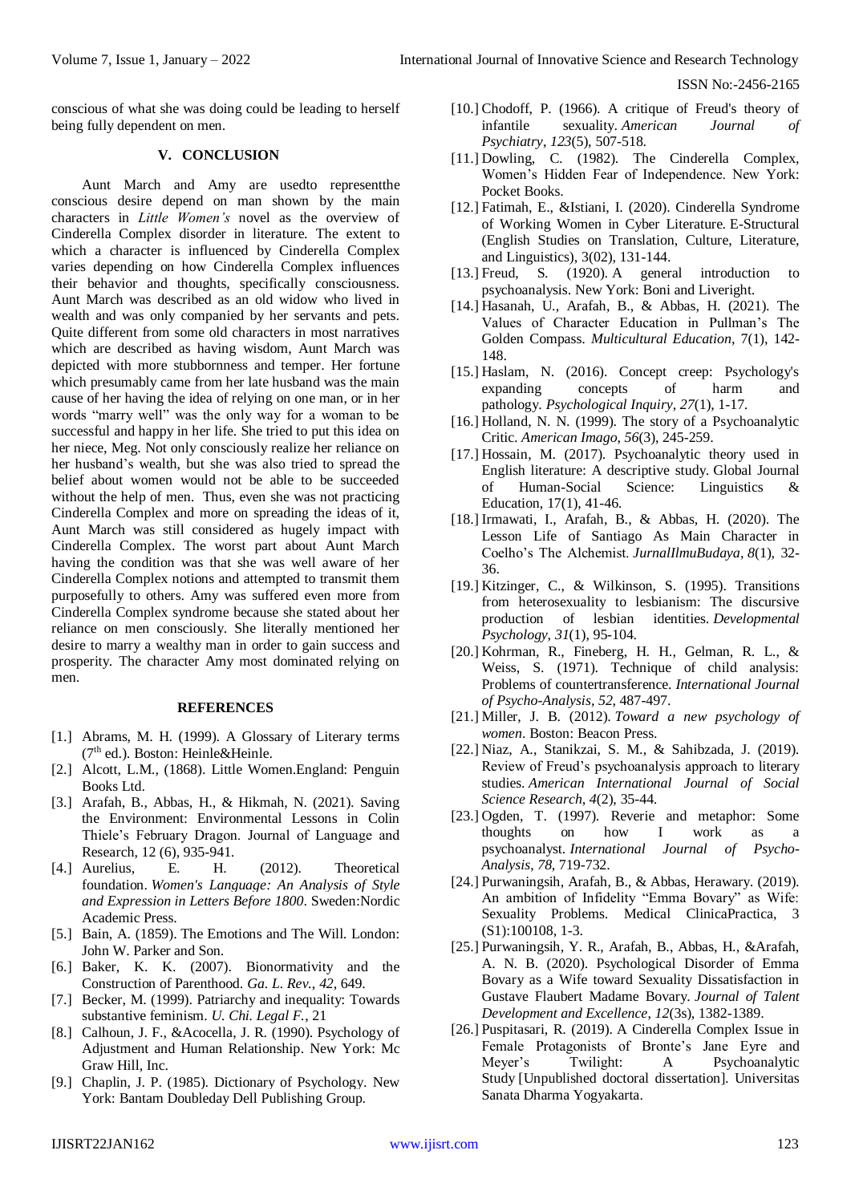conscious of what she was doing could be leading to herself being fully dependent on men.

## V. CONCLUSION

Aunt March and Amy are usedto representthe conscious desire depend on man shown by the main characters in *Little Women's* novel as the overview of Cinderella Complex disorder in literature. The extent to which a character is influenced by Cinderella Complex varies depending on how Cinderella Complex influences their behavior and thoughts, specifically consciousness. Aunt March was described as an old widow who lived in wealth and was only companied by her servants and pets. Quite different from some old characters in most narratives which are described as having wisdom, Aunt March was depicted with more stubbornness and temper. Her fortune which presumably came from her late husband was the main cause of her having the idea of relying on one man, or in her words "marry well" was the only way for a woman to be successful and happy in her life. She tried to put this idea on her niece, Meg. Not only consciously realize her reliance on her husband's wealth, but she was also tried to spread the belief about women would not be able to be succeeded without the help of men. Thus, even she was not practicing Cinderella Complex and more on spreading the ideas of it, Aunt March was still considered as hugely impact with Cinderella Complex. The worst part about Aunt March having the condition was that she was well aware of her Cinderella Complex notions and attempted to transmit them purposefully to others. Amy was suffered even more from Cinderella Complex syndrome because she stated about her reliance on men consciously. She literally mentioned her desire to marry a wealthy man in order to gain success and prosperity. The character Amy most dominated relying on men.

## REFERENCES

[1.] Abrams, M. H. (1999). A Glossary of Literary terms (7th ed.). Boston: Heinle&Heinle.

[2.] Alcott, L.M., (1868). Little Women.England: Penguin Books Ltd.

[3.] Arafah, B., Abbas, H., & Hikmah, N. (2021). Saving the Environment: Environmental Lessons in Colin Thiele's February Dragon. Journal of Language and Research, 12 (6), 935-941.

[4.] Aurelius, E. H. (2012). Theoretical foundation. *Women's Language: An Analysis of Style and Expression in Letters Before 1800*. Sweden:Nordic Academic Press.

[5.] Bain, A. (1859). The Emotions and The Will. London: John W. Parker and Son.

[6.] Baker, K. K. (2007). Bionormativity and the Construction of Parenthood. *Ga. L. Rev.*, *42*, 649.

[7.] Becker, M. (1999). Patriarchy and inequality: Towards substantive feminism. *U. Chi. Legal F.*, 21

[8.] Calhoun, J. F., &Acocella, J. R. (1990). Psychology of Adjustment and Human Relationship. New York: Mc Graw Hill, Inc.

[9.] Chaplin, J. P. (1985). Dictionary of Psychology. New York: Bantam Doubleday Dell Publishing Group.

[10.] Chodoff, P. (1966). A critique of Freud's theory of infantile sexuality. *American Journal of Psychiatry*, *123*(5), 507-518.

[11.] Dowling, C. (1982). The Cinderella Complex, Women's Hidden Fear of Independence. New York: Pocket Books.

[12.] Fatimah, E., &Istiani, I. (2020). Cinderella Syndrome of Working Women in Cyber Literature. E-Structural (English Studies on Translation, Culture, Literature, and Linguistics), 3(02), 131-144.

[13.] Freud, S. (1920). A general introduction to psychoanalysis. New York: Boni and Liveright.

[14.] Hasanah, U., Arafah, B., & Abbas, H. (2021). The Values of Character Education in Pullman's The Golden Compass. *Multicultural Education*, 7(1), 142-148.

[15.] Haslam, N. (2016). Concept creep: Psychology's expanding concepts of harm and pathology. *Psychological Inquiry*, *27*(1), 1-17.

[16.] Holland, N. N. (1999). The story of a Psychoanalytic Critic. *American Imago, 56*(3), 245-259.

[17.] Hossain, M. (2017). Psychoanalytic theory used in English literature: A descriptive study. Global Journal of Human-Social Science: Linguistics & Education, 17(1), 41-46.

[18.] Irmawati, I., Arafah, B., & Abbas, H. (2020). The Lesson Life of Santiago As Main Character in Coelho's The Alchemist. *JurnalIlmuBudaya*, *8*(1), 32-36.

[19.] Kitzinger, C., & Wilkinson, S. (1995). Transitions from heterosexuality to lesbianism: The discursive production of lesbian identities. *Developmental Psychology*, *31*(1), 95-104.

[20.] Kohrman, R., Fineberg, H. H., Gelman, R. L., & Weiss, S. (1971). Technique of child analysis: Problems of countertransference. *International Journal of Psycho-Analysis*, *52*, 487-497.

[21.] Miller, J. B. (2012). *Toward a new psychology of women*. Boston: Beacon Press.

[22.] Niaz, A., Stanikzai, S. M., & Sahibzada, J. (2019). Review of Freud's psychoanalysis approach to literary studies. *American International Journal of Social Science Research*, *4*(2), 35-44.

[23.] Ogden, T. (1997). Reverie and metaphor: Some thoughts on how I work as a psychoanalyst. *International Journal of Psycho-Analysis*, *78*, 719-732.

[24.] Purwaningsih, Arafah, B., & Abbas, Herawary. (2019). An ambition of Infidelity "Emma Bovary" as Wife: Sexuality Problems. Medical ClinicaPractica, 3 (S1):100108, 1-3.

[25.] Purwaningsih, Y. R., Arafah, B., Abbas, H., &Arafah, A. N. B. (2020). Psychological Disorder of Emma Bovary as a Wife toward Sexuality Dissatisfaction in Gustave Flaubert Madame Bovary. *Journal of Talent Development and Excellence*, *12*(3s), 1382-1389.

[26.] Puspitasari, R. (2019). A Cinderella Complex Issue in Female Protagonists of Bronte's Jane Eyre and Meyer's Twilight: A Psychoanalytic Study [Unpublished doctoral dissertation]. Universitas Sanata Dharma Yogyakarta.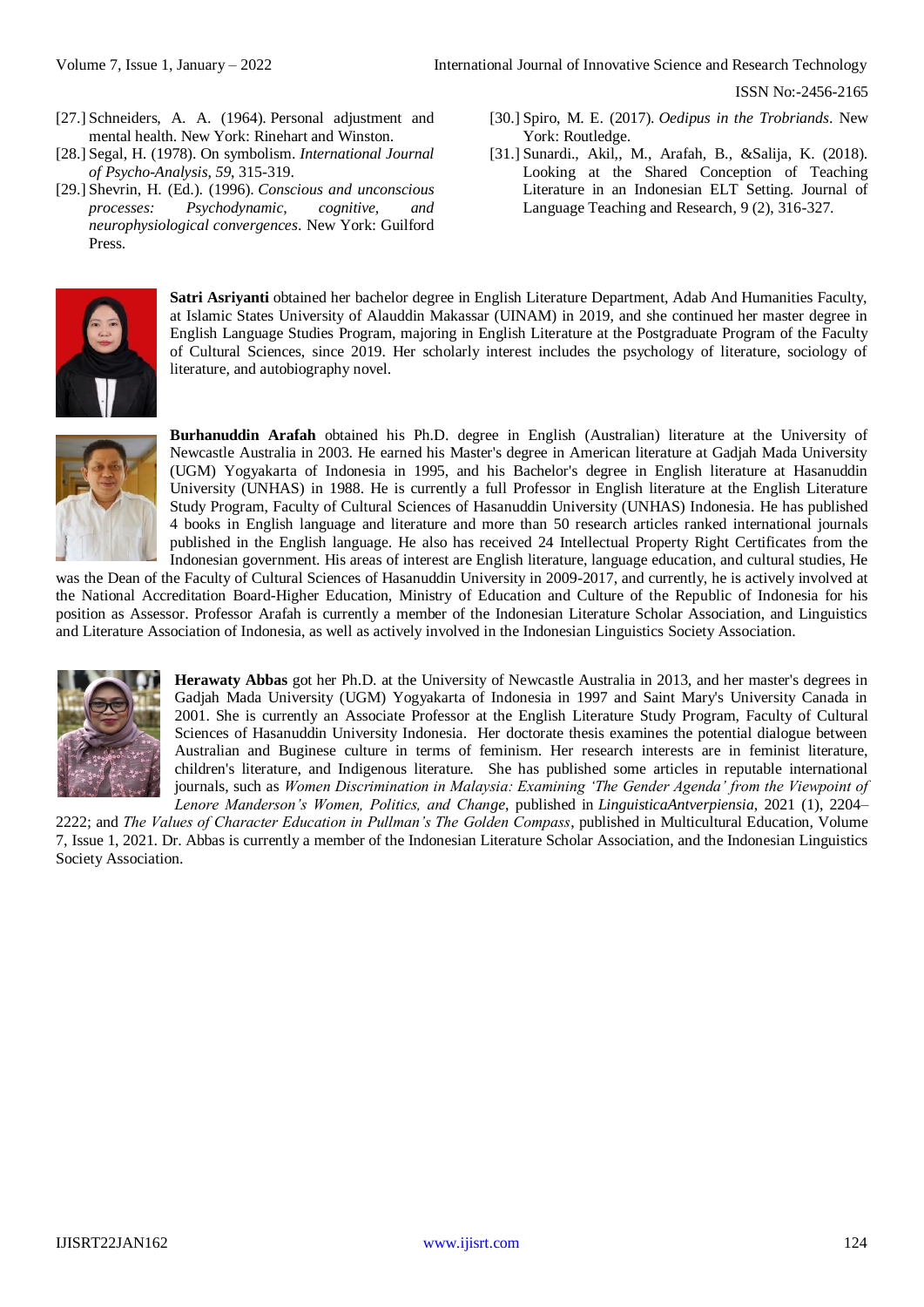[27.] Schneiders, A. A. (1964). Personal adjustment and mental health. New York: Rinehart and Winston.

[28.] Segal, H. (1978). On symbolism. *International Journal of Psycho-Analysis, 59*, 315-319.

[29.] Shevrin, H. (Ed.). (1996). *Conscious and unconscious processes: Psychodynamic, cognitive, and neurophysiological convergences*. New York: Guilford Press.

[30.] Spiro, M. E. (2017). *Oedipus in the Trobriands*. New York: Routledge.

[31.] Sunardi., Akil,, M., Arafah, B., &Salija, K. (2018). Looking at the Shared Conception of Teaching Literature in an Indonesian ELT Setting. Journal of Language Teaching and Research, 9 (2), 316-327.

**Satri Asriyanti** obtained her bachelor degree in English Literature Department, Adab And Humanities Faculty, at Islamic States University of Alauddin Makassar (UINAM) in 2019, and she continued her master degree in English Language Studies Program, majoring in English Literature at the Postgraduate Program of the Faculty of Cultural Sciences, since 2019. Her scholarly interest includes the psychology of literature, sociology of literature, and autobiography novel.

**Burhanuddin Arafah** obtained his Ph.D. degree in English (Australian) literature at the University of Newcastle Australia in 2003. He earned his Master's degree in American literature at Gadjah Mada University (UGM) Yogyakarta of Indonesia in 1995, and his Bachelor's degree in English literature at Hasanuddin University (UNHAS) in 1988. He is currently a full Professor in English literature at the English Literature Study Program, Faculty of Cultural Sciences of Hasanuddin University (UNHAS) Indonesia. He has published 4 books in English language and literature and more than 50 research articles ranked international journals published in the English language. He also has received 24 Intellectual Property Right Certificates from the Indonesian government. His areas of interest are English literature, language education, and cultural studies, He was the Dean of the Faculty of Cultural Sciences of Hasanuddin University in 2009-2017, and currently, he is actively involved at the National Accreditation Board-Higher Education, Ministry of Education and Culture of the Republic of Indonesia for his position as Assessor. Professor Arafah is currently a member of the Indonesian Literature Scholar Association, and Linguistics and Literature Association of Indonesia, as well as actively involved in the Indonesian Linguistics Society Association.

**Herawaty Abbas** got her Ph.D. at the University of Newcastle Australia in 2013, and her master's degrees in Gadjah Mada University (UGM) Yogyakarta of Indonesia in 1997 and Saint Mary's University Canada in 2001. She is currently an Associate Professor at the English Literature Study Program, Faculty of Cultural Sciences of Hasanuddin University Indonesia. Her doctorate thesis examines the potential dialogue between Australian and Buginese culture in terms of feminism. Her research interests are in feminist literature, children's literature, and Indigenous literature. She has published some articles in reputable international journals, such as *Women Discrimination in Malaysia: Examining 'The Gender Agenda' from the Viewpoint of Lenore Manderson's Women, Politics, and Change*, published in *LinguisticaAntverpiensia*, 2021 (1), 2204–2222; and *The Values of Character Education in Pullman's The Golden Compass*, published in Multicultural Education, Volume 7, Issue 1, 2021. Dr. Abbas is currently a member of the Indonesian Literature Scholar Association, and the Indonesian Linguistics Society Association.